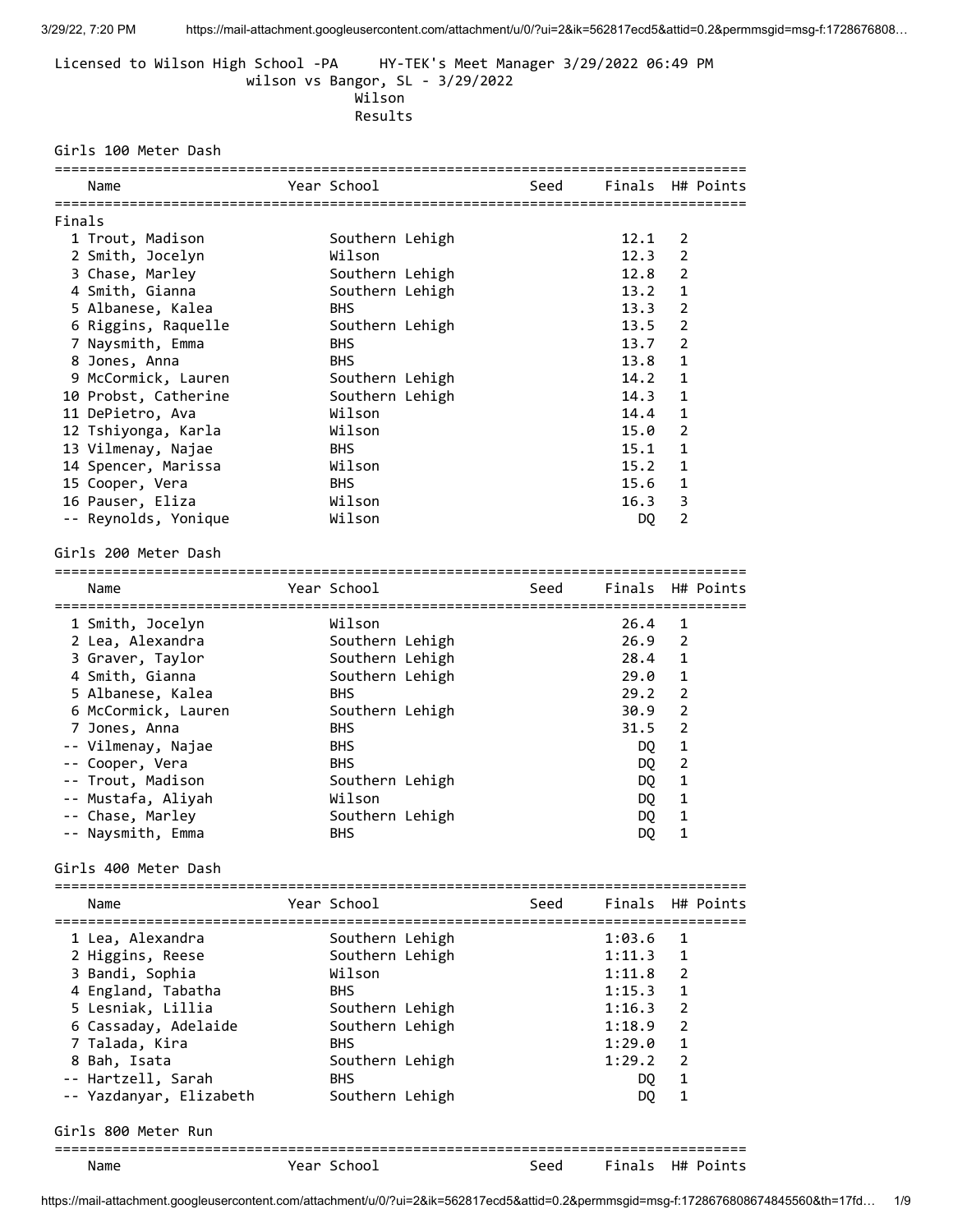Licensed to Wilson High School -PA HY-TEK's Meet Manager 3/29/2022 06:49 PM

wilson vs Bangor, SL - 3/29/2022

Wilson

Results

## Girls 100 Meter Dash

Finals

| | Name | Year | School | Seed | Finals | H# | Points |
|---|---|---|---|---|---|---|---|
| 1 | Trout, Madison | | Southern Lehigh | | 12.1 | 2 | |
| 2 | Smith, Jocelyn | | Wilson | | 12.3 | 2 | |
| 3 | Chase, Marley | | Southern Lehigh | | 12.8 | 2 | |
| 4 | Smith, Gianna | | Southern Lehigh | | 13.2 | 1 | |
| 5 | Albanese, Kalea | | BHS | | 13.3 | 2 | |
| 6 | Riggins, Raquelle | | Southern Lehigh | | 13.5 | 2 | |
| 7 | Naysmith, Emma | | BHS | | 13.7 | 2 | |
| 8 | Jones, Anna | | BHS | | 13.8 | 1 | |
| 9 | McCormick, Lauren | | Southern Lehigh | | 14.2 | 1 | |
| 10 | Probst, Catherine | | Southern Lehigh | | 14.3 | 1 | |
| 11 | DePietro, Ava | | Wilson | | 14.4 | 1 | |
| 12 | Tshiyonga, Karla | | Wilson | | 15.0 | 2 | |
| 13 | Vilmenay, Najae | | BHS | | 15.1 | 1 | |
| 14 | Spencer, Marissa | | Wilson | | 15.2 | 1 | |
| 15 | Cooper, Vera | | BHS | | 15.6 | 1 | |
| 16 | Pauser, Eliza | | Wilson | | 16.3 | 3 | |
| -- | Reynolds, Yonique | | Wilson | | DQ | 2 | |

## Girls 200 Meter Dash

| | Name | Year | School | Seed | Finals | H# | Points |
|---|---|---|---|---|---|---|---|
| 1 | Smith, Jocelyn | | Wilson | | 26.4 | 1 | |
| 2 | Lea, Alexandra | | Southern Lehigh | | 26.9 | 2 | |
| 3 | Graver, Taylor | | Southern Lehigh | | 28.4 | 1 | |
| 4 | Smith, Gianna | | Southern Lehigh | | 29.0 | 1 | |
| 5 | Albanese, Kalea | | BHS | | 29.2 | 2 | |
| 6 | McCormick, Lauren | | Southern Lehigh | | 30.9 | 2 | |
| 7 | Jones, Anna | | BHS | | 31.5 | 2 | |
| -- | Vilmenay, Najae | | BHS | | DQ | 1 | |
| -- | Cooper, Vera | | BHS | | DQ | 2 | |
| -- | Trout, Madison | | Southern Lehigh | | DQ | 1 | |
| -- | Mustafa, Aliyah | | Wilson | | DQ | 1 | |
| -- | Chase, Marley | | Southern Lehigh | | DQ | 1 | |
| -- | Naysmith, Emma | | BHS | | DQ | 1 | |

## Girls 400 Meter Dash

| | Name | Year | School | Seed | Finals | H# | Points |
|---|---|---|---|---|---|---|---|
| 1 | Lea, Alexandra | | Southern Lehigh | | 1:03.6 | 1 | |
| 2 | Higgins, Reese | | Southern Lehigh | | 1:11.3 | 1 | |
| 3 | Bandi, Sophia | | Wilson | | 1:11.8 | 2 | |
| 4 | England, Tabatha | | BHS | | 1:15.3 | 1 | |
| 5 | Lesniak, Lillia | | Southern Lehigh | | 1:16.3 | 2 | |
| 6 | Cassaday, Adelaide | | Southern Lehigh | | 1:18.9 | 2 | |
| 7 | Talada, Kira | | BHS | | 1:29.0 | 1 | |
| 8 | Bah, Isata | | Southern Lehigh | | 1:29.2 | 2 | |
| -- | Hartzell, Sarah | | BHS | | DQ | 1 | |
| -- | Yazdanyar, Elizabeth | | Southern Lehigh | | DQ | 1 | |

## Girls 800 Meter Run

| | Name | Year | School | Seed | Finals | H# | Points |
|---|---|---|---|---|---|---|---|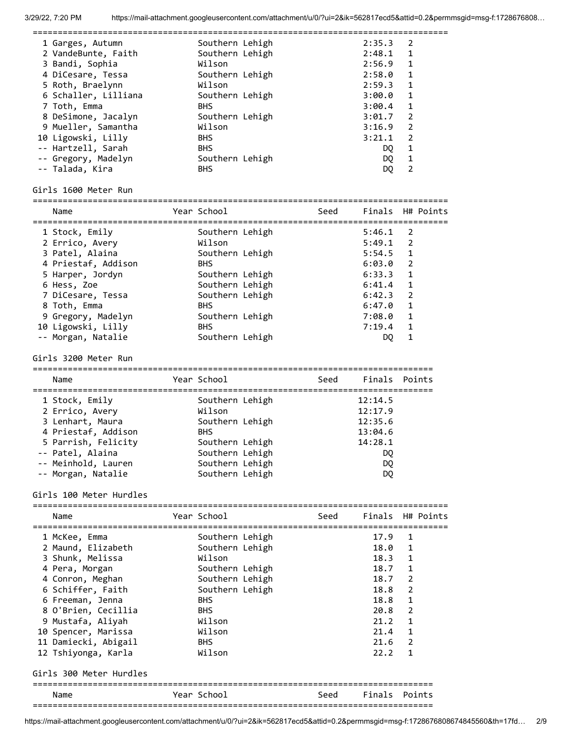| Place | Name | Year | School | Seed | Finals | H# | Points |
|---|---|---|---|---|---|---|---|
| 1 | Garges, Autumn | | Southern Lehigh | | 2:35.3 | 2 | |
| 2 | VandeBunte, Faith | | Southern Lehigh | | 2:48.1 | 1 | |
| 3 | Bandi, Sophia | | Wilson | | 2:56.9 | 1 | |
| 4 | DiCesare, Tessa | | Southern Lehigh | | 2:58.0 | 1 | |
| 5 | Roth, Braelynn | | Wilson | | 2:59.3 | 1 | |
| 6 | Schaller, Lilliana | | Southern Lehigh | | 3:00.0 | 1 | |
| 7 | Toth, Emma | | BHS | | 3:00.4 | 1 | |
| 8 | DeSimone, Jacalyn | | Southern Lehigh | | 3:01.7 | 2 | |
| 9 | Mueller, Samantha | | Wilson | | 3:16.9 | 2 | |
| 10 | Ligowski, Lilly | | BHS | | 3:21.1 | 2 | |
| -- | Hartzell, Sarah | | BHS | | DQ | 1 | |
| -- | Gregory, Madelyn | | Southern Lehigh | | DQ | 1 | |
| -- | Talada, Kira | | BHS | | DQ | 2 | |

## Girls 1600 Meter Run

| Place | Name | Year | School | Seed | Finals | H# | Points |
|---|---|---|---|---|---|---|---|
| 1 | Stock, Emily | | Southern Lehigh | | 5:46.1 | 2 | |
| 2 | Errico, Avery | | Wilson | | 5:49.1 | 2 | |
| 3 | Patel, Alaina | | Southern Lehigh | | 5:54.5 | 1 | |
| 4 | Priestaf, Addison | | BHS | | 6:03.0 | 2 | |
| 5 | Harper, Jordyn | | Southern Lehigh | | 6:33.3 | 1 | |
| 6 | Hess, Zoe | | Southern Lehigh | | 6:41.4 | 1 | |
| 7 | DiCesare, Tessa | | Southern Lehigh | | 6:42.3 | 2 | |
| 8 | Toth, Emma | | BHS | | 6:47.0 | 1 | |
| 9 | Gregory, Madelyn | | Southern Lehigh | | 7:08.0 | 1 | |
| 10 | Ligowski, Lilly | | BHS | | 7:19.4 | 1 | |
| -- | Morgan, Natalie | | Southern Lehigh | | DQ | 1 | |

## Girls 3200 Meter Run

| Place | Name | Year | School | Seed | Finals | Points |
|---|---|---|---|---|---|---|
| 1 | Stock, Emily | | Southern Lehigh | | 12:14.5 | |
| 2 | Errico, Avery | | Wilson | | 12:17.9 | |
| 3 | Lenhart, Maura | | Southern Lehigh | | 12:35.6 | |
| 4 | Priestaf, Addison | | BHS | | 13:04.6 | |
| 5 | Parrish, Felicity | | Southern Lehigh | | 14:28.1 | |
| -- | Patel, Alaina | | Southern Lehigh | | DQ | |
| -- | Meinhold, Lauren | | Southern Lehigh | | DQ | |
| -- | Morgan, Natalie | | Southern Lehigh | | DQ | |

## Girls 100 Meter Hurdles

| Place | Name | Year | School | Seed | Finals | H# | Points |
|---|---|---|---|---|---|---|---|
| 1 | McKee, Emma | | Southern Lehigh | | 17.9 | 1 | |
| 2 | Maund, Elizabeth | | Southern Lehigh | | 18.0 | 1 | |
| 3 | Shunk, Melissa | | Wilson | | 18.3 | 1 | |
| 4 | Pera, Morgan | | Southern Lehigh | | 18.7 | 1 | |
| 4 | Conron, Meghan | | Southern Lehigh | | 18.7 | 2 | |
| 6 | Schiffer, Faith | | Southern Lehigh | | 18.8 | 2 | |
| 6 | Freeman, Jenna | | BHS | | 18.8 | 1 | |
| 8 | O'Brien, Cecillia | | BHS | | 20.8 | 2 | |
| 9 | Mustafa, Aliyah | | Wilson | | 21.2 | 1 | |
| 10 | Spencer, Marissa | | Wilson | | 21.4 | 1 | |
| 11 | Damiecki, Abigail | | BHS | | 21.6 | 2 | |
| 12 | Tshiyonga, Karla | | Wilson | | 22.2 | 1 | |

## Girls 300 Meter Hurdles

| Name | Year | School | Seed | Finals | Points |
|---|---|---|---|---|---|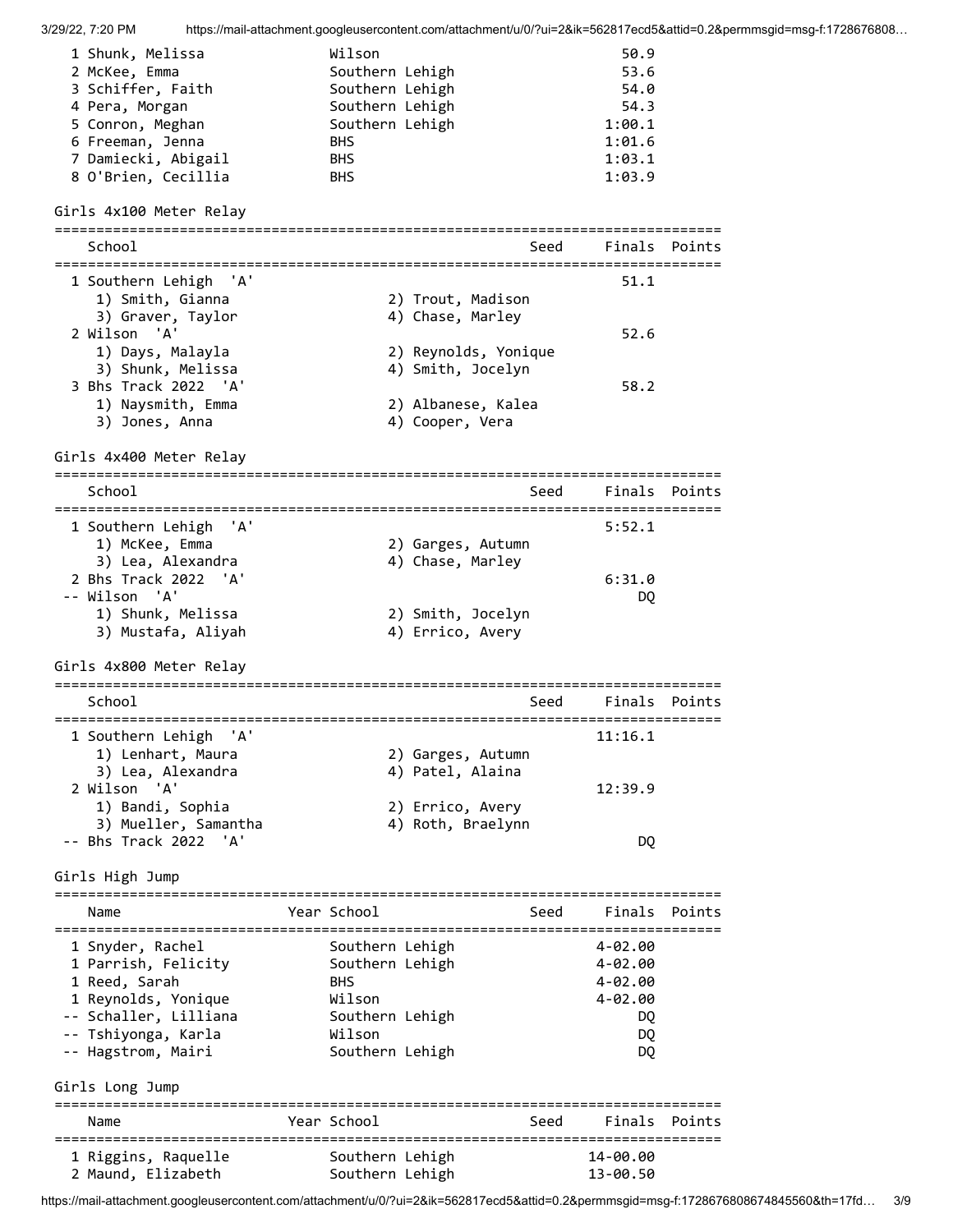| Place | Name | Year | School | Seed | Finals | Points |
|---|---|---|---|---|---|---|
| 1 | Shunk, Melissa | | Wilson | | 50.9 | |
| 2 | McKee, Emma | | Southern Lehigh | | 53.6 | |
| 3 | Schiffer, Faith | | Southern Lehigh | | 54.0 | |
| 4 | Pera, Morgan | | Southern Lehigh | | 54.3 | |
| 5 | Conron, Meghan | | Southern Lehigh | | 1:00.1 | |
| 6 | Freeman, Jenna | | BHS | | 1:01.6 | |
| 7 | Damiecki, Abigail | | BHS | | 1:03.1 | |
| 8 | O'Brien, Cecillia | | BHS | | 1:03.9 | |

## Girls 4x100 Meter Relay

| Place | School | Seed | Finals | Points |
|---|---|---|---|---|
| 1 | Southern Lehigh 'A' | | 51.1 | |
| | 1) Smith, Gianna; 2) Trout, Madison; 3) Graver, Taylor; 4) Chase, Marley | | | |
| 2 | Wilson 'A' | | 52.6 | |
| | 1) Days, Malayla; 2) Reynolds, Yonique; 3) Shunk, Melissa; 4) Smith, Jocelyn | | | |
| 3 | Bhs Track 2022 'A' | | 58.2 | |
| | 1) Naysmith, Emma; 2) Albanese, Kalea; 3) Jones, Anna; 4) Cooper, Vera | | | |

## Girls 4x400 Meter Relay

| Place | School | Seed | Finals | Points |
|---|---|---|---|---|
| 1 | Southern Lehigh 'A' | | 5:52.1 | |
| | 1) McKee, Emma; 2) Garges, Autumn; 3) Lea, Alexandra; 4) Chase, Marley | | | |
| 2 | Bhs Track 2022 'A' | | 6:31.0 | |
| -- | Wilson 'A' | | DQ | |
| | 1) Shunk, Melissa; 2) Smith, Jocelyn; 3) Mustafa, Aliyah; 4) Errico, Avery | | | |

## Girls 4x800 Meter Relay

| Place | School | Seed | Finals | Points |
|---|---|---|---|---|
| 1 | Southern Lehigh 'A' | | 11:16.1 | |
| | 1) Lenhart, Maura; 2) Garges, Autumn; 3) Lea, Alexandra; 4) Patel, Alaina | | | |
| 2 | Wilson 'A' | | 12:39.9 | |
| | 1) Bandi, Sophia; 2) Errico, Avery; 3) Mueller, Samantha; 4) Roth, Braelynn | | | |
| -- | Bhs Track 2022 'A' | | DQ | |

## Girls High Jump

| Place | Name | Year | School | Seed | Finals | Points |
|---|---|---|---|---|---|---|
| 1 | Snyder, Rachel | | Southern Lehigh | | 4-02.00 | |
| 1 | Parrish, Felicity | | Southern Lehigh | | 4-02.00 | |
| 1 | Reed, Sarah | | BHS | | 4-02.00 | |
| 1 | Reynolds, Yonique | | Wilson | | 4-02.00 | |
| -- | Schaller, Lilliana | | Southern Lehigh | | DQ | |
| -- | Tshiyonga, Karla | | Wilson | | DQ | |
| -- | Hagstrom, Mairi | | Southern Lehigh | | DQ | |

## Girls Long Jump

| Place | Name | Year | School | Seed | Finals | Points |
|---|---|---|---|---|---|---|
| 1 | Riggins, Raquelle | | Southern Lehigh | | 14-00.00 | |
| 2 | Maund, Elizabeth | | Southern Lehigh | | 13-00.50 | |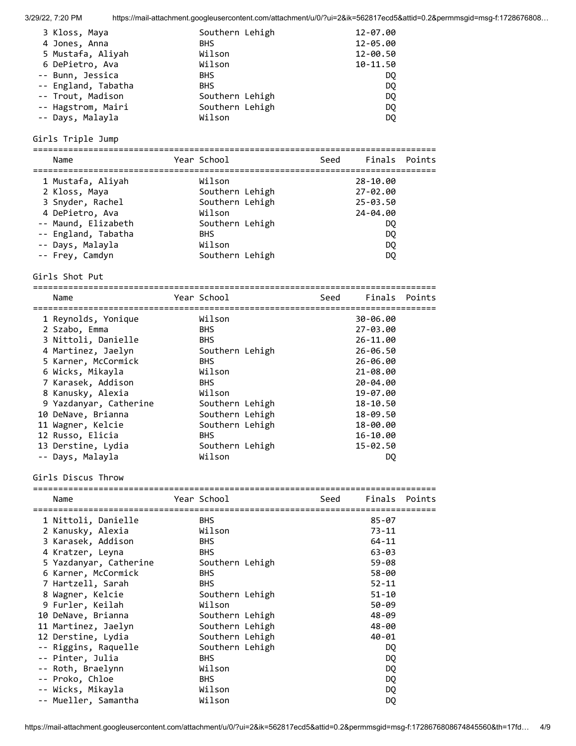| Place | Name | Year | School | Seed | Finals | Points |
|---|---|---|---|---|---|---|
| 3 | Kloss, Maya | | Southern Lehigh | | 12-07.00 | |
| 4 | Jones, Anna | | BHS | | 12-05.00 | |
| 5 | Mustafa, Aliyah | | Wilson | | 12-00.50 | |
| 6 | DePietro, Ava | | Wilson | | 10-11.50 | |
| -- | Bunn, Jessica | | BHS | | DQ | |
| -- | England, Tabatha | | BHS | | DQ | |
| -- | Trout, Madison | | Southern Lehigh | | DQ | |
| -- | Hagstrom, Mairi | | Southern Lehigh | | DQ | |
| -- | Days, Malayla | | Wilson | | DQ | |

## Girls Triple Jump

| Place | Name | Year | School | Seed | Finals | Points |
|---|---|---|---|---|---|---|
| 1 | Mustafa, Aliyah | | Wilson | | 28-10.00 | |
| 2 | Kloss, Maya | | Southern Lehigh | | 27-02.00 | |
| 3 | Snyder, Rachel | | Southern Lehigh | | 25-03.50 | |
| 4 | DePietro, Ava | | Wilson | | 24-04.00 | |
| -- | Maund, Elizabeth | | Southern Lehigh | | DQ | |
| -- | England, Tabatha | | BHS | | DQ | |
| -- | Days, Malayla | | Wilson | | DQ | |
| -- | Frey, Camdyn | | Southern Lehigh | | DQ | |

## Girls Shot Put

| Place | Name | Year | School | Seed | Finals | Points |
|---|---|---|---|---|---|---|
| 1 | Reynolds, Yonique | | Wilson | | 30-06.00 | |
| 2 | Szabo, Emma | | BHS | | 27-03.00 | |
| 3 | Nittoli, Danielle | | BHS | | 26-11.00 | |
| 4 | Martinez, Jaelyn | | Southern Lehigh | | 26-06.50 | |
| 5 | Karner, McCormick | | BHS | | 26-06.00 | |
| 6 | Wicks, Mikayla | | Wilson | | 21-08.00 | |
| 7 | Karasek, Addison | | BHS | | 20-04.00 | |
| 8 | Kanusky, Alexia | | Wilson | | 19-07.00 | |
| 9 | Yazdanyar, Catherine | | Southern Lehigh | | 18-10.50 | |
| 10 | DeNave, Brianna | | Southern Lehigh | | 18-09.50 | |
| 11 | Wagner, Kelcie | | Southern Lehigh | | 18-00.00 | |
| 12 | Russo, Elicia | | BHS | | 16-10.00 | |
| 13 | Derstine, Lydia | | Southern Lehigh | | 15-02.50 | |
| -- | Days, Malayla | | Wilson | | DQ | |

## Girls Discus Throw

| Place | Name | Year | School | Seed | Finals | Points |
|---|---|---|---|---|---|---|
| 1 | Nittoli, Danielle | | BHS | | 85-07 | |
| 2 | Kanusky, Alexia | | Wilson | | 73-11 | |
| 3 | Karasek, Addison | | BHS | | 64-11 | |
| 4 | Kratzer, Leyna | | BHS | | 63-03 | |
| 5 | Yazdanyar, Catherine | | Southern Lehigh | | 59-08 | |
| 6 | Karner, McCormick | | BHS | | 58-00 | |
| 7 | Hartzell, Sarah | | BHS | | 52-11 | |
| 8 | Wagner, Kelcie | | Southern Lehigh | | 51-10 | |
| 9 | Furler, Keilah | | Wilson | | 50-09 | |
| 10 | DeNave, Brianna | | Southern Lehigh | | 48-09 | |
| 11 | Martinez, Jaelyn | | Southern Lehigh | | 48-00 | |
| 12 | Derstine, Lydia | | Southern Lehigh | | 40-01 | |
| -- | Riggins, Raquelle | | Southern Lehigh | | DQ | |
| -- | Pinter, Julia | | BHS | | DQ | |
| -- | Roth, Braelynn | | Wilson | | DQ | |
| -- | Proko, Chloe | | BHS | | DQ | |
| -- | Wicks, Mikayla | | Wilson | | DQ | |
| -- | Mueller, Samantha | | Wilson | | DQ | |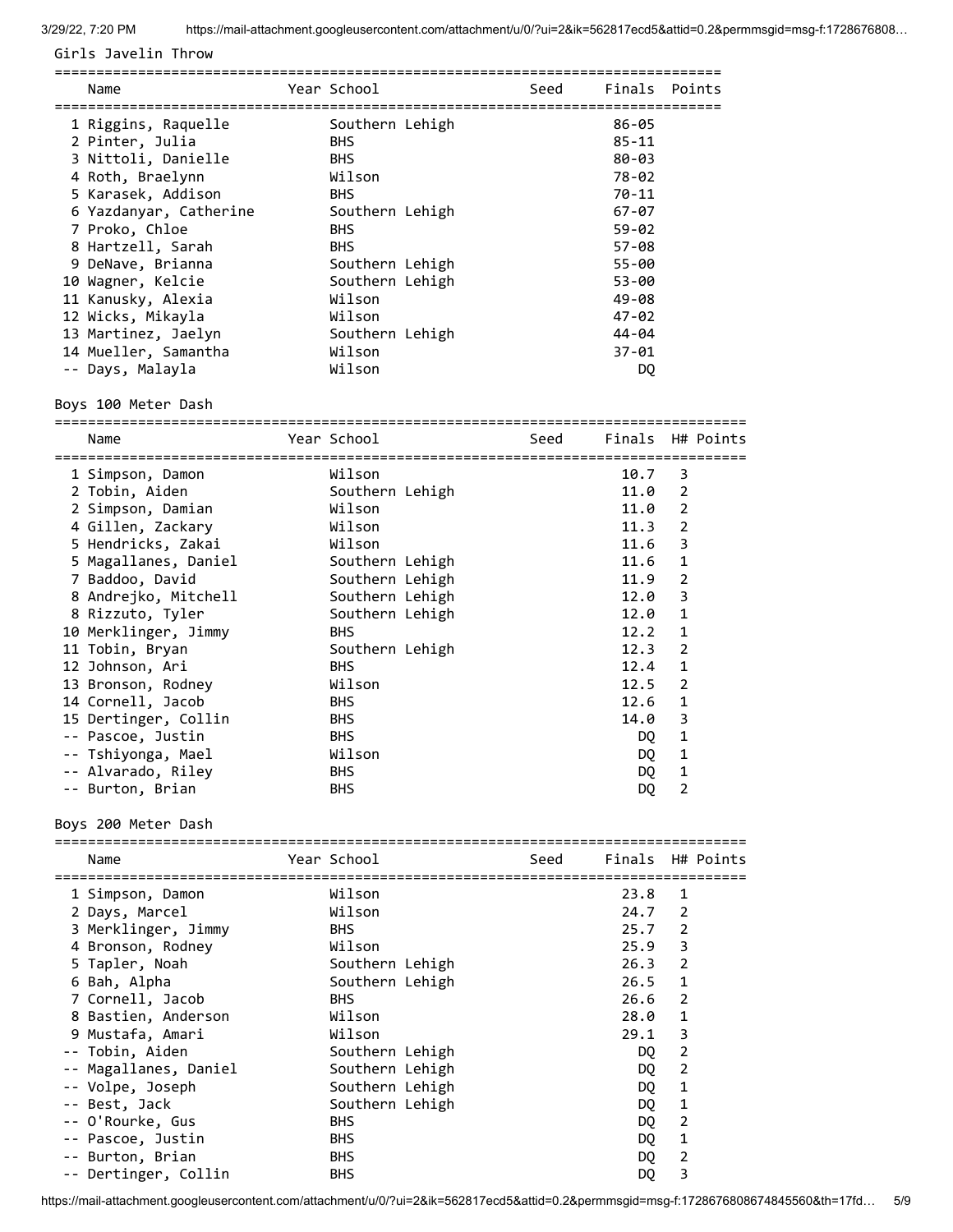## Girls Javelin Throw

| Place | Name | Year | School | Seed | Finals | Points |
|---|---|---|---|---|---|---|
| 1 | Riggins, Raquelle | | Southern Lehigh | | 86-05 | |
| 2 | Pinter, Julia | | BHS | | 85-11 | |
| 3 | Nittoli, Danielle | | BHS | | 80-03 | |
| 4 | Roth, Braelynn | | Wilson | | 78-02 | |
| 5 | Karasek, Addison | | BHS | | 70-11 | |
| 6 | Yazdanyar, Catherine | | Southern Lehigh | | 67-07 | |
| 7 | Proko, Chloe | | BHS | | 59-02 | |
| 8 | Hartzell, Sarah | | BHS | | 57-08 | |
| 9 | DeNave, Brianna | | Southern Lehigh | | 55-00 | |
| 10 | Wagner, Kelcie | | Southern Lehigh | | 53-00 | |
| 11 | Kanusky, Alexia | | Wilson | | 49-08 | |
| 12 | Wicks, Mikayla | | Wilson | | 47-02 | |
| 13 | Martinez, Jaelyn | | Southern Lehigh | | 44-04 | |
| 14 | Mueller, Samantha | | Wilson | | 37-01 | |
| -- | Days, Malayla | | Wilson | | DQ | |

## Boys 100 Meter Dash

| Place | Name | Year | School | Seed | Finals | H# | Points |
|---|---|---|---|---|---|---|---|
| 1 | Simpson, Damon | | Wilson | | 10.7 | 3 | |
| 2 | Tobin, Aiden | | Southern Lehigh | | 11.0 | 2 | |
| 2 | Simpson, Damian | | Wilson | | 11.0 | 2 | |
| 4 | Gillen, Zackary | | Wilson | | 11.3 | 2 | |
| 5 | Hendricks, Zakai | | Wilson | | 11.6 | 3 | |
| 5 | Magallanes, Daniel | | Southern Lehigh | | 11.6 | 1 | |
| 7 | Baddoo, David | | Southern Lehigh | | 11.9 | 2 | |
| 8 | Andrejko, Mitchell | | Southern Lehigh | | 12.0 | 3 | |
| 8 | Rizzuto, Tyler | | Southern Lehigh | | 12.0 | 1 | |
| 10 | Merklinger, Jimmy | | BHS | | 12.2 | 1 | |
| 11 | Tobin, Bryan | | Southern Lehigh | | 12.3 | 2 | |
| 12 | Johnson, Ari | | BHS | | 12.4 | 1 | |
| 13 | Bronson, Rodney | | Wilson | | 12.5 | 2 | |
| 14 | Cornell, Jacob | | BHS | | 12.6 | 1 | |
| 15 | Dertinger, Collin | | BHS | | 14.0 | 3 | |
| -- | Pascoe, Justin | | BHS | | DQ | 1 | |
| -- | Tshiyonga, Mael | | Wilson | | DQ | 1 | |
| -- | Alvarado, Riley | | BHS | | DQ | 1 | |
| -- | Burton, Brian | | BHS | | DQ | 2 | |

## Boys 200 Meter Dash

| Place | Name | Year | School | Seed | Finals | H# | Points |
|---|---|---|---|---|---|---|---|
| 1 | Simpson, Damon | | Wilson | | 23.8 | 1 | |
| 2 | Days, Marcel | | Wilson | | 24.7 | 2 | |
| 3 | Merklinger, Jimmy | | BHS | | 25.7 | 2 | |
| 4 | Bronson, Rodney | | Wilson | | 25.9 | 3 | |
| 5 | Tapler, Noah | | Southern Lehigh | | 26.3 | 2 | |
| 6 | Bah, Alpha | | Southern Lehigh | | 26.5 | 1 | |
| 7 | Cornell, Jacob | | BHS | | 26.6 | 2 | |
| 8 | Bastien, Anderson | | Wilson | | 28.0 | 1 | |
| 9 | Mustafa, Amari | | Wilson | | 29.1 | 3 | |
| -- | Tobin, Aiden | | Southern Lehigh | | DQ | 2 | |
| -- | Magallanes, Daniel | | Southern Lehigh | | DQ | 2 | |
| -- | Volpe, Joseph | | Southern Lehigh | | DQ | 1 | |
| -- | Best, Jack | | Southern Lehigh | | DQ | 1 | |
| -- | O'Rourke, Gus | | BHS | | DQ | 2 | |
| -- | Pascoe, Justin | | BHS | | DQ | 1 | |
| -- | Burton, Brian | | BHS | | DQ | 2 | |
| -- | Dertinger, Collin | | BHS | | DQ | 3 | |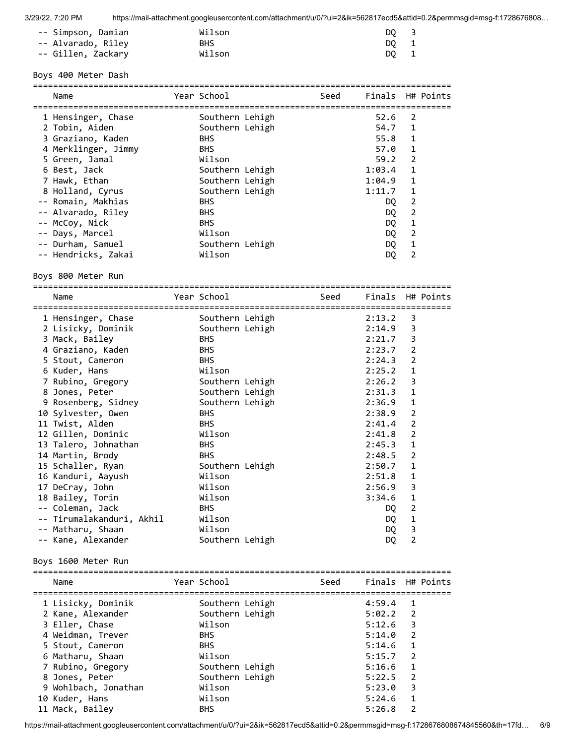| Name | Year | School | Seed | Finals | H# | Points |
|---|---|---|---|---|---|---|
| -- Simpson, Damian | | Wilson | | DQ | 3 | |
| -- Alvarado, Riley | | BHS | | DQ | 1 | |
| -- Gillen, Zackary | | Wilson | | DQ | 1 | |

## Boys 400 Meter Dash

| Name | Year | School | Seed | Finals | H# | Points |
|---|---|---|---|---|---|---|
| 1 Hensinger, Chase | | Southern Lehigh | | 52.6 | 2 | |
| 2 Tobin, Aiden | | Southern Lehigh | | 54.7 | 1 | |
| 3 Graziano, Kaden | | BHS | | 55.8 | 1 | |
| 4 Merklinger, Jimmy | | BHS | | 57.0 | 1 | |
| 5 Green, Jamal | | Wilson | | 59.2 | 2 | |
| 6 Best, Jack | | Southern Lehigh | | 1:03.4 | 1 | |
| 7 Hawk, Ethan | | Southern Lehigh | | 1:04.9 | 1 | |
| 8 Holland, Cyrus | | Southern Lehigh | | 1:11.7 | 1 | |
| -- Romain, Makhias | | BHS | | DQ | 2 | |
| -- Alvarado, Riley | | BHS | | DQ | 2 | |
| -- McCoy, Nick | | BHS | | DQ | 1 | |
| -- Days, Marcel | | Wilson | | DQ | 2 | |
| -- Durham, Samuel | | Southern Lehigh | | DQ | 1 | |
| -- Hendricks, Zakai | | Wilson | | DQ | 2 | |

## Boys 800 Meter Run

| Name | Year | School | Seed | Finals | H# | Points |
|---|---|---|---|---|---|---|
| 1 Hensinger, Chase | | Southern Lehigh | | 2:13.2 | 3 | |
| 2 Lisicky, Dominik | | Southern Lehigh | | 2:14.9 | 3 | |
| 3 Mack, Bailey | | BHS | | 2:21.7 | 3 | |
| 4 Graziano, Kaden | | BHS | | 2:23.7 | 2 | |
| 5 Stout, Cameron | | BHS | | 2:24.3 | 2 | |
| 6 Kuder, Hans | | Wilson | | 2:25.2 | 1 | |
| 7 Rubino, Gregory | | Southern Lehigh | | 2:26.2 | 3 | |
| 8 Jones, Peter | | Southern Lehigh | | 2:31.3 | 1 | |
| 9 Rosenberg, Sidney | | Southern Lehigh | | 2:36.9 | 1 | |
| 10 Sylvester, Owen | | BHS | | 2:38.9 | 2 | |
| 11 Twist, Alden | | BHS | | 2:41.4 | 2 | |
| 12 Gillen, Dominic | | Wilson | | 2:41.8 | 2 | |
| 13 Talero, Johnathan | | BHS | | 2:45.3 | 1 | |
| 14 Martin, Brody | | BHS | | 2:48.5 | 2 | |
| 15 Schaller, Ryan | | Southern Lehigh | | 2:50.7 | 1 | |
| 16 Kanduri, Aayush | | Wilson | | 2:51.8 | 1 | |
| 17 DeCray, John | | Wilson | | 2:56.9 | 3 | |
| 18 Bailey, Torin | | Wilson | | 3:34.6 | 1 | |
| -- Coleman, Jack | | BHS | | DQ | 2 | |
| -- Tirumalakanduri, Akhil | | Wilson | | DQ | 1 | |
| -- Matharu, Shaan | | Wilson | | DQ | 3 | |
| -- Kane, Alexander | | Southern Lehigh | | DQ | 2 | |

## Boys 1600 Meter Run

| Name | Year | School | Seed | Finals | H# | Points |
|---|---|---|---|---|---|---|
| 1 Lisicky, Dominik | | Southern Lehigh | | 4:59.4 | 1 | |
| 2 Kane, Alexander | | Southern Lehigh | | 5:02.2 | 2 | |
| 3 Eller, Chase | | Wilson | | 5:12.6 | 3 | |
| 4 Weidman, Trever | | BHS | | 5:14.0 | 2 | |
| 5 Stout, Cameron | | BHS | | 5:14.6 | 1 | |
| 6 Matharu, Shaan | | Wilson | | 5:15.7 | 2 | |
| 7 Rubino, Gregory | | Southern Lehigh | | 5:16.6 | 1 | |
| 8 Jones, Peter | | Southern Lehigh | | 5:22.5 | 2 | |
| 9 Wohlbach, Jonathan | | Wilson | | 5:23.0 | 3 | |
| 10 Kuder, Hans | | Wilson | | 5:24.6 | 1 | |
| 11 Mack, Bailey | | BHS | | 5:26.8 | 2 | |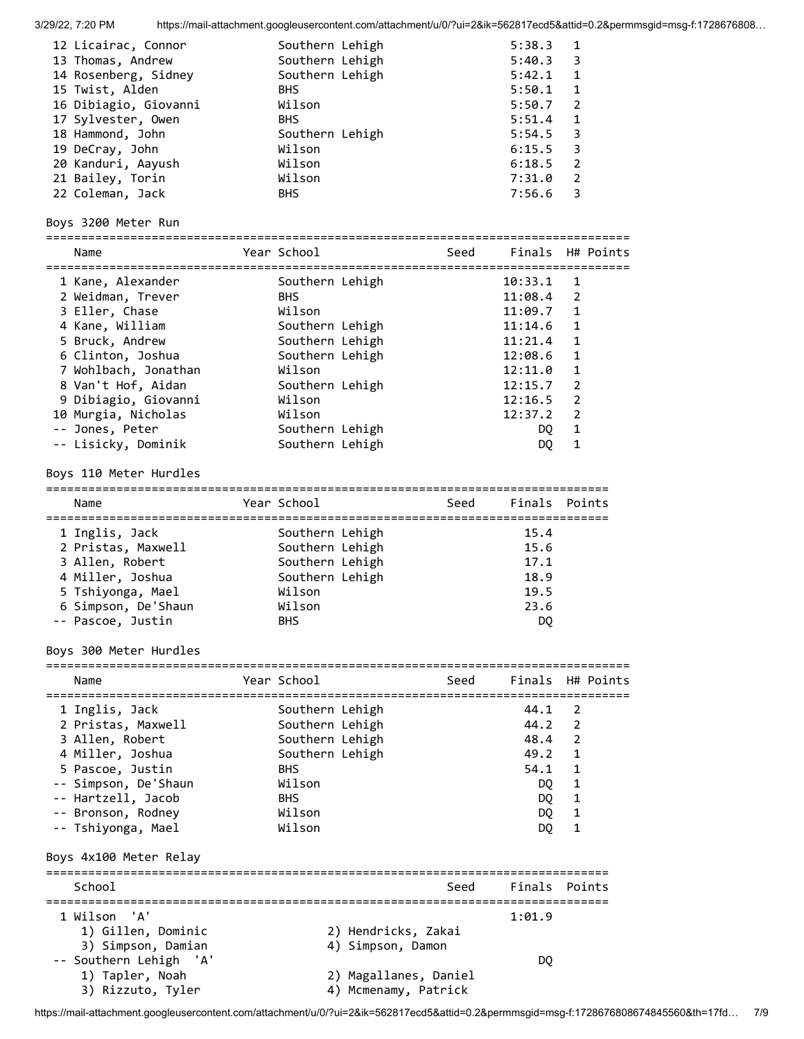| Place | Name | Year | School | Seed | Finals | H# | Points |
|---|---|---|---|---|---|---|---|
| 12 | Licairac, Connor | | Southern Lehigh | | 5:38.3 | 1 | |
| 13 | Thomas, Andrew | | Southern Lehigh | | 5:40.3 | 3 | |
| 14 | Rosenberg, Sidney | | Southern Lehigh | | 5:42.1 | 1 | |
| 15 | Twist, Alden | | BHS | | 5:50.1 | 1 | |
| 16 | Dibiagio, Giovanni | | Wilson | | 5:50.7 | 2 | |
| 17 | Sylvester, Owen | | BHS | | 5:51.4 | 1 | |
| 18 | Hammond, John | | Southern Lehigh | | 5:54.5 | 3 | |
| 19 | DeCray, John | | Wilson | | 6:15.5 | 3 | |
| 20 | Kanduri, Aayush | | Wilson | | 6:18.5 | 2 | |
| 21 | Bailey, Torin | | Wilson | | 7:31.0 | 2 | |
| 22 | Coleman, Jack | | BHS | | 7:56.6 | 3 | |

## Boys 3200 Meter Run

| Place | Name | Year | School | Seed | Finals | H# | Points |
|---|---|---|---|---|---|---|---|
| 1 | Kane, Alexander | | Southern Lehigh | | 10:33.1 | 1 | |
| 2 | Weidman, Trever | | BHS | | 11:08.4 | 2 | |
| 3 | Eller, Chase | | Wilson | | 11:09.7 | 1 | |
| 4 | Kane, William | | Southern Lehigh | | 11:14.6 | 1 | |
| 5 | Bruck, Andrew | | Southern Lehigh | | 11:21.4 | 1 | |
| 6 | Clinton, Joshua | | Southern Lehigh | | 12:08.6 | 1 | |
| 7 | Wohlbach, Jonathan | | Wilson | | 12:11.0 | 1 | |
| 8 | Van't Hof, Aidan | | Southern Lehigh | | 12:15.7 | 2 | |
| 9 | Dibiagio, Giovanni | | Wilson | | 12:16.5 | 2 | |
| 10 | Murgia, Nicholas | | Wilson | | 12:37.2 | 2 | |
| -- | Jones, Peter | | Southern Lehigh | | DQ | 1 | |
| -- | Lisicky, Dominik | | Southern Lehigh | | DQ | 1 | |

## Boys 110 Meter Hurdles

| Place | Name | Year | School | Seed | Finals | Points |
|---|---|---|---|---|---|---|
| 1 | Inglis, Jack | | Southern Lehigh | | 15.4 | |
| 2 | Pristas, Maxwell | | Southern Lehigh | | 15.6 | |
| 3 | Allen, Robert | | Southern Lehigh | | 17.1 | |
| 4 | Miller, Joshua | | Southern Lehigh | | 18.9 | |
| 5 | Tshiyonga, Mael | | Wilson | | 19.5 | |
| 6 | Simpson, De'Shaun | | Wilson | | 23.6 | |
| -- | Pascoe, Justin | | BHS | | DQ | |

## Boys 300 Meter Hurdles

| Place | Name | Year | School | Seed | Finals | H# | Points |
|---|---|---|---|---|---|---|---|
| 1 | Inglis, Jack | | Southern Lehigh | | 44.1 | 2 | |
| 2 | Pristas, Maxwell | | Southern Lehigh | | 44.2 | 2 | |
| 3 | Allen, Robert | | Southern Lehigh | | 48.4 | 2 | |
| 4 | Miller, Joshua | | Southern Lehigh | | 49.2 | 1 | |
| 5 | Pascoe, Justin | | BHS | | 54.1 | 1 | |
| -- | Simpson, De'Shaun | | Wilson | | DQ | 1 | |
| -- | Hartzell, Jacob | | BHS | | DQ | 1 | |
| -- | Bronson, Rodney | | Wilson | | DQ | 1 | |
| -- | Tshiyonga, Mael | | Wilson | | DQ | 1 | |

## Boys 4x100 Meter Relay

| Place | School | Seed | Finals | Points |
|---|---|---|---|---|
| 1 | Wilson 'A' | | 1:01.9 | |
| | 1) Gillen, Dominic; 2) Hendricks, Zakai; 3) Simpson, Damian; 4) Simpson, Damon | | | |
| -- | Southern Lehigh 'A' | | DQ | |
| | 1) Tapler, Noah; 2) Magallanes, Daniel; 3) Rizzuto, Tyler; 4) Mcmenamy, Patrick | | | |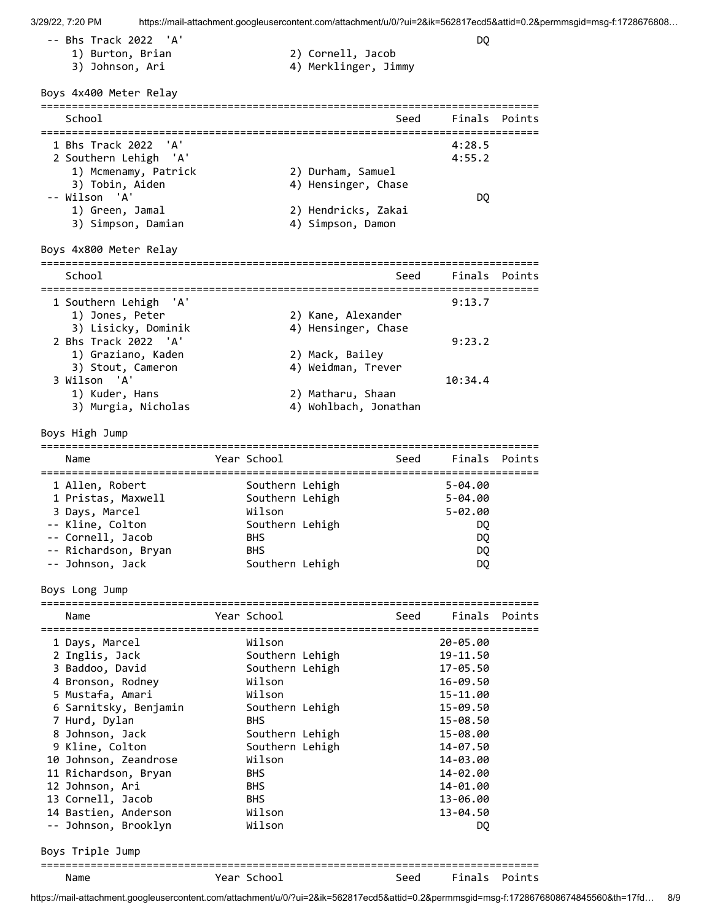| | School | Seed | Finals | Points |
|---|---|---|---|---|
| -- | Bhs Track 2022 'A' | | DQ | |
| | 1) Burton, Brian; 2) Cornell, Jacob; 3) Johnson, Ari; 4) Merklinger, Jimmy | | | |

## Boys 4x400 Meter Relay

| | School | Seed | Finals | Points |
|---|---|---|---|---|
| 1 | Bhs Track 2022 'A' | | 4:28.5 | |
| 2 | Southern Lehigh 'A' | | 4:55.2 | |
| | 1) Mcmenamy, Patrick; 2) Durham, Samuel; 3) Tobin, Aiden; 4) Hensinger, Chase | | | |
| -- | Wilson 'A' | | DQ | |
| | 1) Green, Jamal; 2) Hendricks, Zakai; 3) Simpson, Damian; 4) Simpson, Damon | | | |

## Boys 4x800 Meter Relay

| | School | Seed | Finals | Points |
|---|---|---|---|---|
| 1 | Southern Lehigh 'A' | | 9:13.7 | |
| | 1) Jones, Peter; 2) Kane, Alexander; 3) Lisicky, Dominik; 4) Hensinger, Chase | | | |
| 2 | Bhs Track 2022 'A' | | 9:23.2 | |
| | 1) Graziano, Kaden; 2) Mack, Bailey; 3) Stout, Cameron; 4) Weidman, Trever | | | |
| 3 | Wilson 'A' | | 10:34.4 | |
| | 1) Kuder, Hans; 2) Matharu, Shaan; 3) Murgia, Nicholas; 4) Wohlbach, Jonathan | | | |

## Boys High Jump

| | Name | Year | School | Seed | Finals | Points |
|---|---|---|---|---|---|---|
| 1 | Allen, Robert | | Southern Lehigh | | 5-04.00 | |
| 1 | Pristas, Maxwell | | Southern Lehigh | | 5-04.00 | |
| 3 | Days, Marcel | | Wilson | | 5-02.00 | |
| -- | Kline, Colton | | Southern Lehigh | | DQ | |
| -- | Cornell, Jacob | | BHS | | DQ | |
| -- | Richardson, Bryan | | BHS | | DQ | |
| -- | Johnson, Jack | | Southern Lehigh | | DQ | |

## Boys Long Jump

| | Name | Year | School | Seed | Finals | Points |
|---|---|---|---|---|---|---|
| 1 | Days, Marcel | | Wilson | | 20-05.00 | |
| 2 | Inglis, Jack | | Southern Lehigh | | 19-11.50 | |
| 3 | Baddoo, David | | Southern Lehigh | | 17-05.50 | |
| 4 | Bronson, Rodney | | Wilson | | 16-09.50 | |
| 5 | Mustafa, Amari | | Wilson | | 15-11.00 | |
| 6 | Sarnitsky, Benjamin | | Southern Lehigh | | 15-09.50 | |
| 7 | Hurd, Dylan | | BHS | | 15-08.50 | |
| 8 | Johnson, Jack | | Southern Lehigh | | 15-08.00 | |
| 9 | Kline, Colton | | Southern Lehigh | | 14-07.50 | |
| 10 | Johnson, Zeandrose | | Wilson | | 14-03.00 | |
| 11 | Richardson, Bryan | | BHS | | 14-02.00 | |
| 12 | Johnson, Ari | | BHS | | 14-01.00 | |
| 13 | Cornell, Jacob | | BHS | | 13-06.00 | |
| 14 | Bastien, Anderson | | Wilson | | 13-04.50 | |
| -- | Johnson, Brooklyn | | Wilson | | DQ | |

## Boys Triple Jump

| | Name | Year | School | Seed | Finals | Points |
|---|---|---|---|---|---|---|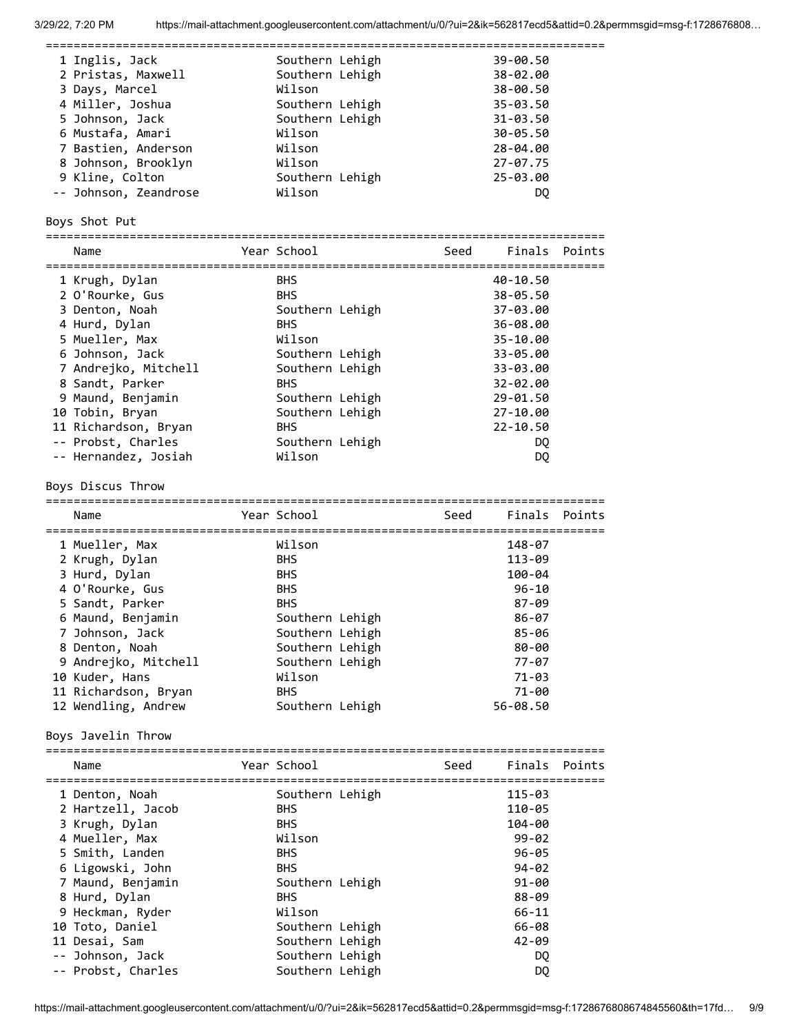| | | | | | |
|---|---|---|---|---|---|
| 1 | Inglis, Jack | Southern Lehigh | | 39-00.50 | |
| 2 | Pristas, Maxwell | Southern Lehigh | | 38-02.00 | |
| 3 | Days, Marcel | Wilson | | 38-00.50 | |
| 4 | Miller, Joshua | Southern Lehigh | | 35-03.50 | |
| 5 | Johnson, Jack | Southern Lehigh | | 31-03.50 | |
| 6 | Mustafa, Amari | Wilson | | 30-05.50 | |
| 7 | Bastien, Anderson | Wilson | | 28-04.00 | |
| 8 | Johnson, Brooklyn | Wilson | | 27-07.75 | |
| 9 | Kline, Colton | Southern Lehigh | | 25-03.00 | |
| -- | Johnson, Zeandrose | Wilson | | DQ | |

Boys Shot Put

| | Name | Year School | Seed | Finals | Points |
|---|---|---|---|---|---|
| 1 | Krugh, Dylan | BHS | | 40-10.50 | |
| 2 | O'Rourke, Gus | BHS | | 38-05.50 | |
| 3 | Denton, Noah | Southern Lehigh | | 37-03.00 | |
| 4 | Hurd, Dylan | BHS | | 36-08.00 | |
| 5 | Mueller, Max | Wilson | | 35-10.00 | |
| 6 | Johnson, Jack | Southern Lehigh | | 33-05.00 | |
| 7 | Andrejko, Mitchell | Southern Lehigh | | 33-03.00 | |
| 8 | Sandt, Parker | BHS | | 32-02.00 | |
| 9 | Maund, Benjamin | Southern Lehigh | | 29-01.50 | |
| 10 | Tobin, Bryan | Southern Lehigh | | 27-10.00 | |
| 11 | Richardson, Bryan | BHS | | 22-10.50 | |
| -- | Probst, Charles | Southern Lehigh | | DQ | |
| -- | Hernandez, Josiah | Wilson | | DQ | |

Boys Discus Throw

| | Name | Year School | Seed | Finals | Points |
|---|---|---|---|---|---|
| 1 | Mueller, Max | Wilson | | 148-07 | |
| 2 | Krugh, Dylan | BHS | | 113-09 | |
| 3 | Hurd, Dylan | BHS | | 100-04 | |
| 4 | O'Rourke, Gus | BHS | | 96-10 | |
| 5 | Sandt, Parker | BHS | | 87-09 | |
| 6 | Maund, Benjamin | Southern Lehigh | | 86-07 | |
| 7 | Johnson, Jack | Southern Lehigh | | 85-06 | |
| 8 | Denton, Noah | Southern Lehigh | | 80-00 | |
| 9 | Andrejko, Mitchell | Southern Lehigh | | 77-07 | |
| 10 | Kuder, Hans | Wilson | | 71-03 | |
| 11 | Richardson, Bryan | BHS | | 71-00 | |
| 12 | Wendling, Andrew | Southern Lehigh | | 56-08.50 | |

Boys Javelin Throw

| | Name | Year School | Seed | Finals | Points |
|---|---|---|---|---|---|
| 1 | Denton, Noah | Southern Lehigh | | 115-03 | |
| 2 | Hartzell, Jacob | BHS | | 110-05 | |
| 3 | Krugh, Dylan | BHS | | 104-00 | |
| 4 | Mueller, Max | Wilson | | 99-02 | |
| 5 | Smith, Landen | BHS | | 96-05 | |
| 6 | Ligowski, John | BHS | | 94-02 | |
| 7 | Maund, Benjamin | Southern Lehigh | | 91-00 | |
| 8 | Hurd, Dylan | BHS | | 88-09 | |
| 9 | Heckman, Ryder | Wilson | | 66-11 | |
| 10 | Toto, Daniel | Southern Lehigh | | 66-08 | |
| 11 | Desai, Sam | Southern Lehigh | | 42-09 | |
| -- | Johnson, Jack | Southern Lehigh | | DQ | |
| -- | Probst, Charles | Southern Lehigh | | DQ | |